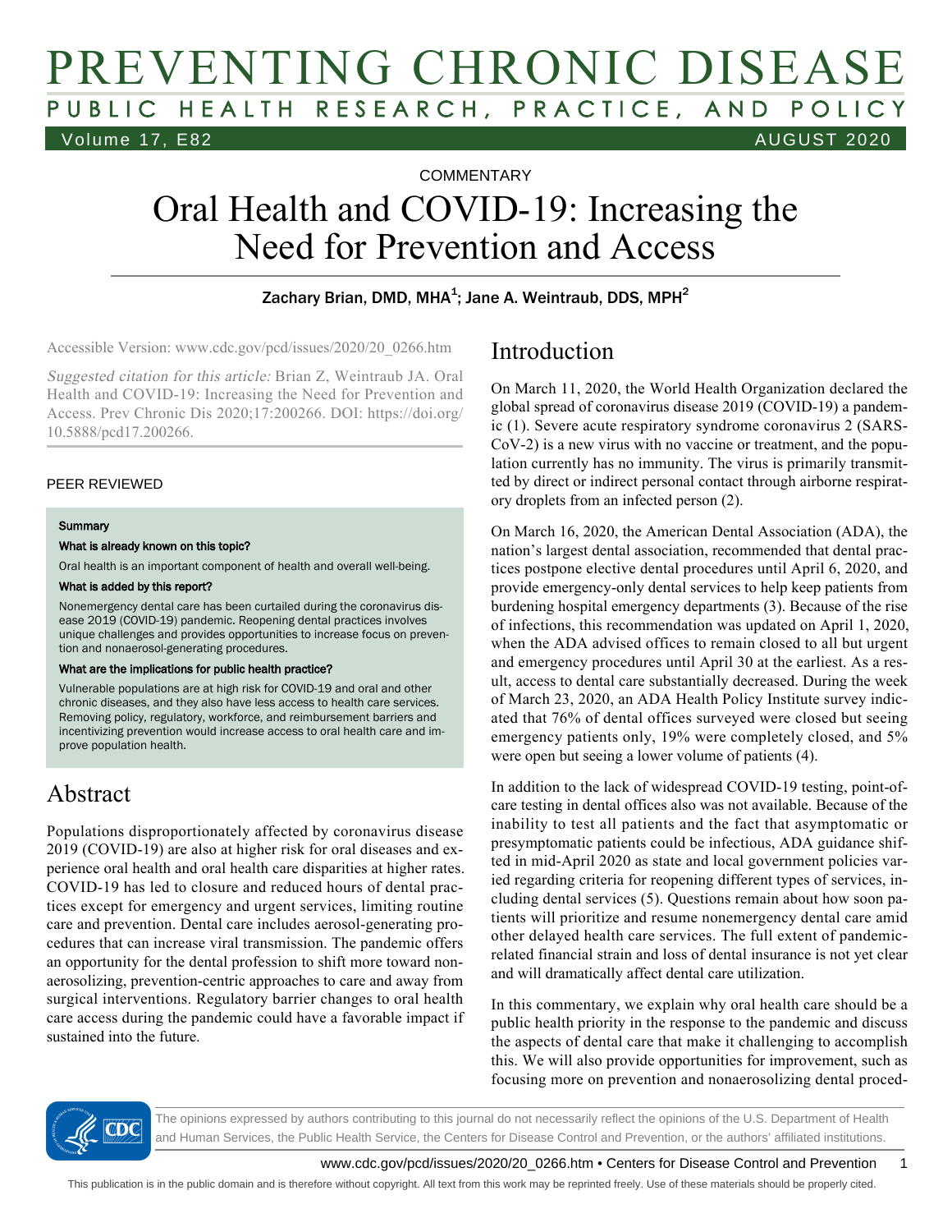COMMENTARY

# Oral Health and COVID-19: Increasing the Need for Prevention and Access

Zachary Brian, DMD, MHA[1]; Jane A. Weintraub, DDS, MPH[2]

Accessible Version: www.cdc.gov/pcd/issues/2020/20_0266.htm

*Suggested citation for this article:* Brian Z, Weintraub JA. Oral Health and COVID-19: Increasing the Need for Prevention and Access. Prev Chronic Dis 2020;17:200266. DOI: https://doi.org/10.5888/pcd17.200266.

PEER REVIEWED

**Summary**

**What is already known on this topic?**

Oral health is an important component of health and overall well-being.

**What is added by this report?**

Nonemergency dental care has been curtailed during the coronavirus disease 2019 (COVID-19) pandemic. Reopening dental practices involves unique challenges and provides opportunities to increase focus on prevention and nonaerosol-generating procedures.

**What are the implications for public health practice?**

Vulnerable populations are at high risk for COVID-19 and oral and other chronic diseases, and they also have less access to health care services. Removing policy, regulatory, workforce, and reimbursement barriers and incentivizing prevention would increase access to oral health care and improve population health.

## Abstract

Populations disproportionately affected by coronavirus disease 2019 (COVID-19) are also at higher risk for oral diseases and experience oral health and oral health care disparities at higher rates. COVID-19 has led to closure and reduced hours of dental practices except for emergency and urgent services, limiting routine care and prevention. Dental care includes aerosol-generating procedures that can increase viral transmission. The pandemic offers an opportunity for the dental profession to shift more toward nonaerosolizing, prevention-centric approaches to care and away from surgical interventions. Regulatory barrier changes to oral health care access during the pandemic could have a favorable impact if sustained into the future.

## Introduction

On March 11, 2020, the World Health Organization declared the global spread of coronavirus disease 2019 (COVID-19) a pandemic (1). Severe acute respiratory syndrome coronavirus 2 (SARS-CoV-2) is a new virus with no vaccine or treatment, and the population currently has no immunity. The virus is primarily transmitted by direct or indirect personal contact through airborne respiratory droplets from an infected person (2).

On March 16, 2020, the American Dental Association (ADA), the nation's largest dental association, recommended that dental practices postpone elective dental procedures until April 6, 2020, and provide emergency-only dental services to help keep patients from burdening hospital emergency departments (3). Because of the rise of infections, this recommendation was updated on April 1, 2020, when the ADA advised offices to remain closed to all but urgent and emergency procedures until April 30 at the earliest. As a result, access to dental care substantially decreased. During the week of March 23, 2020, an ADA Health Policy Institute survey indicated that 76% of dental offices surveyed were closed but seeing emergency patients only, 19% were completely closed, and 5% were open but seeing a lower volume of patients (4).

In addition to the lack of widespread COVID-19 testing, point-of-care testing in dental offices also was not available. Because of the inability to test all patients and the fact that asymptomatic or presymptomatic patients could be infectious, ADA guidance shifted in mid-April 2020 as state and local government policies varied regarding criteria for reopening different types of services, including dental services (5). Questions remain about how soon patients will prioritize and resume nonemergency dental care amid other delayed health care services. The full extent of pandemic-related financial strain and loss of dental insurance is not yet clear and will dramatically affect dental care utilization.

In this commentary, we explain why oral health care should be a public health priority in the response to the pandemic and discuss the aspects of dental care that make it challenging to accomplish this. We will also provide opportunities for improvement, such as focusing more on prevention and nonaerosolizing dental proced-

The opinions expressed by authors contributing to this journal do not necessarily reflect the opinions of the U.S. Department of Health and Human Services, the Public Health Service, the Centers for Disease Control and Prevention, or the authors' affiliated institutions.

This publication is in the public domain and is therefore without copyright. All text from this work may be reprinted freely. Use of these materials should be properly cited.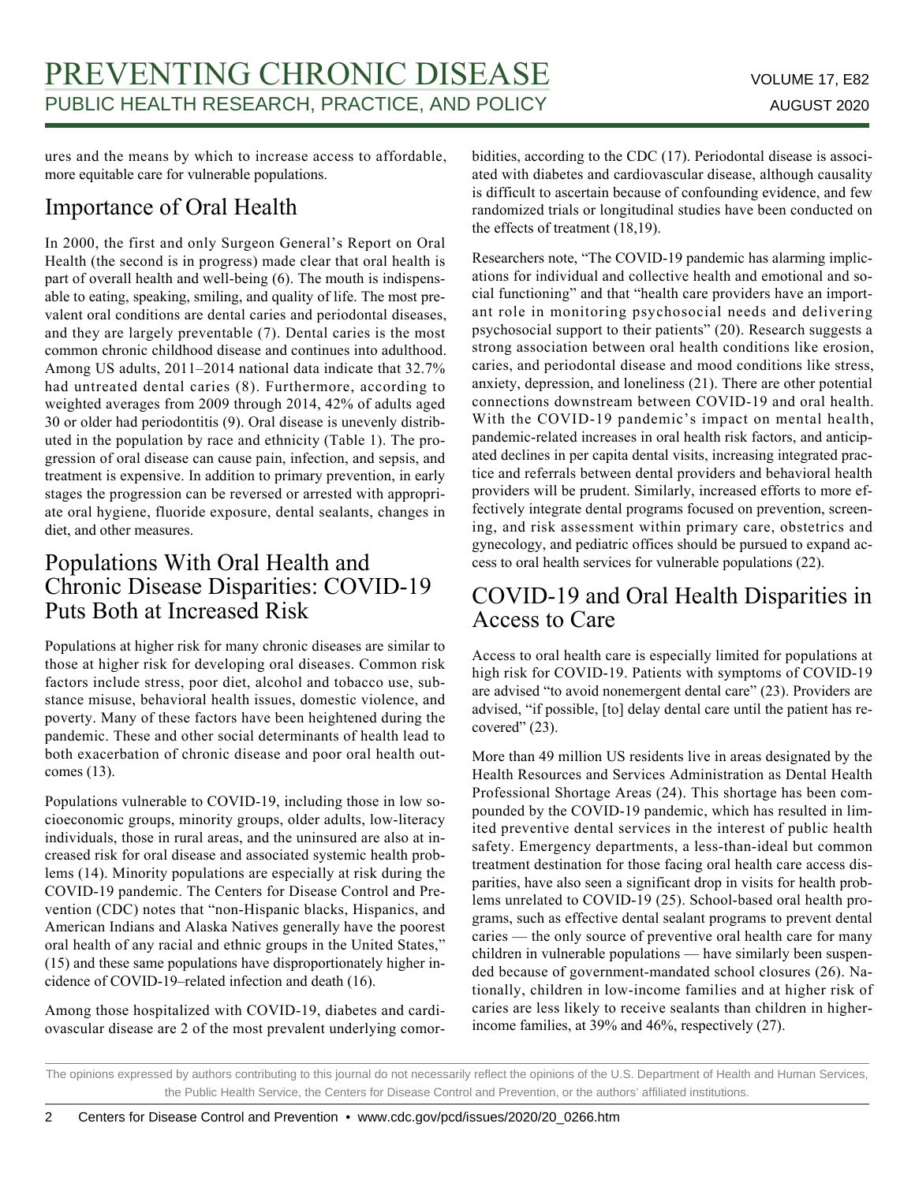ures and the means by which to increase access to affordable, more equitable care for vulnerable populations.

## Importance of Oral Health

In 2000, the first and only Surgeon General's Report on Oral Health (the second is in progress) made clear that oral health is part of overall health and well-being (6). The mouth is indispensable to eating, speaking, smiling, and quality of life. The most prevalent oral conditions are dental caries and periodontal diseases, and they are largely preventable (7). Dental caries is the most common chronic childhood disease and continues into adulthood. Among US adults, 2011–2014 national data indicate that 32.7% had untreated dental caries (8). Furthermore, according to weighted averages from 2009 through 2014, 42% of adults aged 30 or older had periodontitis (9). Oral disease is unevenly distributed in the population by race and ethnicity (Table 1). The progression of oral disease can cause pain, infection, and sepsis, and treatment is expensive. In addition to primary prevention, in early stages the progression can be reversed or arrested with appropriate oral hygiene, fluoride exposure, dental sealants, changes in diet, and other measures.

## Populations With Oral Health and Chronic Disease Disparities: COVID-19 Puts Both at Increased Risk

Populations at higher risk for many chronic diseases are similar to those at higher risk for developing oral diseases. Common risk factors include stress, poor diet, alcohol and tobacco use, substance misuse, behavioral health issues, domestic violence, and poverty. Many of these factors have been heightened during the pandemic. These and other social determinants of health lead to both exacerbation of chronic disease and poor oral health outcomes (13).

Populations vulnerable to COVID-19, including those in low socioeconomic groups, minority groups, older adults, low-literacy individuals, those in rural areas, and the uninsured are also at increased risk for oral disease and associated systemic health problems (14). Minority populations are especially at risk during the COVID-19 pandemic. The Centers for Disease Control and Prevention (CDC) notes that "non-Hispanic blacks, Hispanics, and American Indians and Alaska Natives generally have the poorest oral health of any racial and ethnic groups in the United States," (15) and these same populations have disproportionately higher incidence of COVID-19–related infection and death (16).

Among those hospitalized with COVID-19, diabetes and cardiovascular disease are 2 of the most prevalent underlying comorbidities, according to the CDC (17). Periodontal disease is associated with diabetes and cardiovascular disease, although causality is difficult to ascertain because of confounding evidence, and few randomized trials or longitudinal studies have been conducted on the effects of treatment (18,19).

Researchers note, "The COVID-19 pandemic has alarming implications for individual and collective health and emotional and social functioning" and that "health care providers have an important role in monitoring psychosocial needs and delivering psychosocial support to their patients" (20). Research suggests a strong association between oral health conditions like erosion, caries, and periodontal disease and mood conditions like stress, anxiety, depression, and loneliness (21). There are other potential connections downstream between COVID-19 and oral health. With the COVID-19 pandemic's impact on mental health, pandemic-related increases in oral health risk factors, and anticipated declines in per capita dental visits, increasing integrated practice and referrals between dental providers and behavioral health providers will be prudent. Similarly, increased efforts to more effectively integrate dental programs focused on prevention, screening, and risk assessment within primary care, obstetrics and gynecology, and pediatric offices should be pursued to expand access to oral health services for vulnerable populations (22).

## COVID-19 and Oral Health Disparities in Access to Care

Access to oral health care is especially limited for populations at high risk for COVID-19. Patients with symptoms of COVID-19 are advised "to avoid nonemergent dental care" (23). Providers are advised, "if possible, [to] delay dental care until the patient has recovered" (23).

More than 49 million US residents live in areas designated by the Health Resources and Services Administration as Dental Health Professional Shortage Areas (24). This shortage has been compounded by the COVID-19 pandemic, which has resulted in limited preventive dental services in the interest of public health safety. Emergency departments, a less-than-ideal but common treatment destination for those facing oral health care access disparities, have also seen a significant drop in visits for health problems unrelated to COVID-19 (25). School-based oral health programs, such as effective dental sealant programs to prevent dental caries — the only source of preventive oral health care for many children in vulnerable populations — have similarly been suspended because of government-mandated school closures (26). Nationally, children in low-income families and at higher risk of caries are less likely to receive sealants than children in higher-income families, at 39% and 46%, respectively (27).

The opinions expressed by authors contributing to this journal do not necessarily reflect the opinions of the U.S. Department of Health and Human Services, the Public Health Service, the Centers for Disease Control and Prevention, or the authors' affiliated institutions.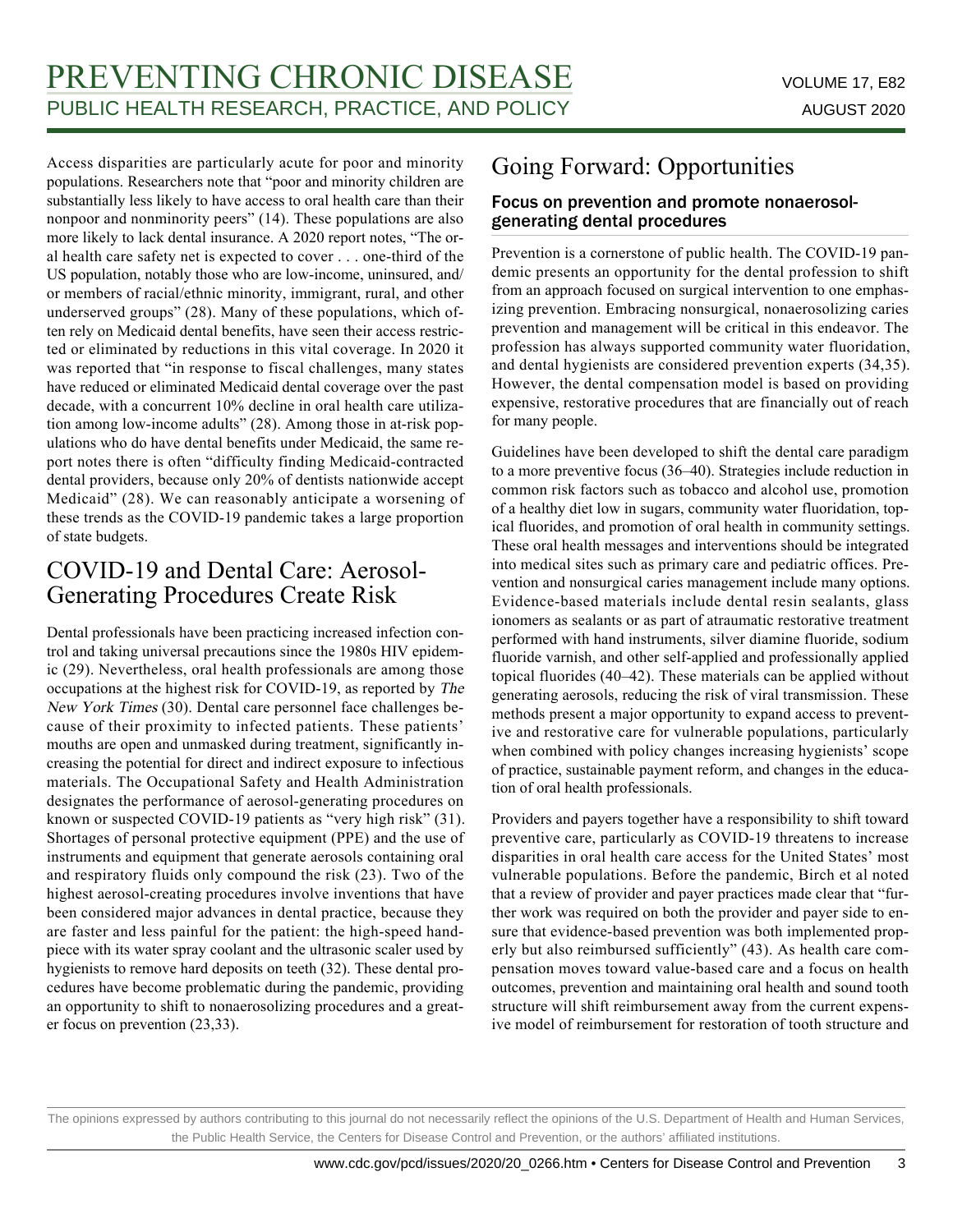Access disparities are particularly acute for poor and minority populations. Researchers note that "poor and minority children are substantially less likely to have access to oral health care than their nonpoor and nonminority peers" (14). These populations are also more likely to lack dental insurance. A 2020 report notes, "The oral health care safety net is expected to cover . . . one-third of the US population, notably those who are low-income, uninsured, and/or members of racial/ethnic minority, immigrant, rural, and other underserved groups" (28). Many of these populations, which often rely on Medicaid dental benefits, have seen their access restricted or eliminated by reductions in this vital coverage. In 2020 it was reported that "in response to fiscal challenges, many states have reduced or eliminated Medicaid dental coverage over the past decade, with a concurrent 10% decline in oral health care utilization among low-income adults" (28). Among those in at-risk populations who do have dental benefits under Medicaid, the same report notes there is often "difficulty finding Medicaid-contracted dental providers, because only 20% of dentists nationwide accept Medicaid" (28). We can reasonably anticipate a worsening of these trends as the COVID-19 pandemic takes a large proportion of state budgets.

# COVID-19 and Dental Care: Aerosol-Generating Procedures Create Risk

Dental professionals have been practicing increased infection control and taking universal precautions since the 1980s HIV epidemic (29). Nevertheless, oral health professionals are among those occupations at the highest risk for COVID-19, as reported by *The New York Times* (30). Dental care personnel face challenges because of their proximity to infected patients. These patients' mouths are open and unmasked during treatment, significantly increasing the potential for direct and indirect exposure to infectious materials. The Occupational Safety and Health Administration designates the performance of aerosol-generating procedures on known or suspected COVID-19 patients as "very high risk" (31). Shortages of personal protective equipment (PPE) and the use of instruments and equipment that generate aerosols containing oral and respiratory fluids only compound the risk (23). Two of the highest aerosol-creating procedures involve inventions that have been considered major advances in dental practice, because they are faster and less painful for the patient: the high-speed handpiece with its water spray coolant and the ultrasonic scaler used by hygienists to remove hard deposits on teeth (32). These dental procedures have become problematic during the pandemic, providing an opportunity to shift to nonaerosolizing procedures and a greater focus on prevention (23,33).

# Going Forward: Opportunities

## Focus on prevention and promote nonaerosol-generating dental procedures

Prevention is a cornerstone of public health. The COVID-19 pandemic presents an opportunity for the dental profession to shift from an approach focused on surgical intervention to one emphasizing prevention. Embracing nonsurgical, nonaerosolizing caries prevention and management will be critical in this endeavor. The profession has always supported community water fluoridation, and dental hygienists are considered prevention experts (34,35). However, the dental compensation model is based on providing expensive, restorative procedures that are financially out of reach for many people.

Guidelines have been developed to shift the dental care paradigm to a more preventive focus (36–40). Strategies include reduction in common risk factors such as tobacco and alcohol use, promotion of a healthy diet low in sugars, community water fluoridation, topical fluorides, and promotion of oral health in community settings. These oral health messages and interventions should be integrated into medical sites such as primary care and pediatric offices. Prevention and nonsurgical caries management include many options. Evidence-based materials include dental resin sealants, glass ionomers as sealants or as part of atraumatic restorative treatment performed with hand instruments, silver diamine fluoride, sodium fluoride varnish, and other self-applied and professionally applied topical fluorides (40–42). These materials can be applied without generating aerosols, reducing the risk of viral transmission. These methods present a major opportunity to expand access to preventive and restorative care for vulnerable populations, particularly when combined with policy changes increasing hygienists' scope of practice, sustainable payment reform, and changes in the education of oral health professionals.

Providers and payers together have a responsibility to shift toward preventive care, particularly as COVID-19 threatens to increase disparities in oral health care access for the United States' most vulnerable populations. Before the pandemic, Birch et al noted that a review of provider and payer practices made clear that "further work was required on both the provider and payer side to ensure that evidence-based prevention was both implemented properly but also reimbursed sufficiently" (43). As health care compensation moves toward value-based care and a focus on health outcomes, prevention and maintaining oral health and sound tooth structure will shift reimbursement away from the current expensive model of reimbursement for restoration of tooth structure and

The opinions expressed by authors contributing to this journal do not necessarily reflect the opinions of the U.S. Department of Health and Human Services, the Public Health Service, the Centers for Disease Control and Prevention, or the authors' affiliated institutions.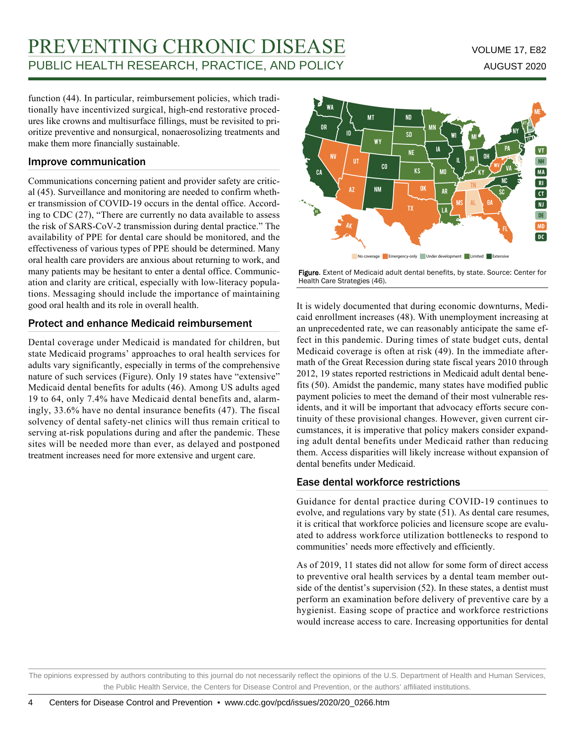function (44). In particular, reimbursement policies, which traditionally have incentivized surgical, high-end restorative procedures like crowns and multisurface fillings, must be revisited to prioritize preventive and nonsurgical, nonaerosolizing treatments and make them more financially sustainable.

### Improve communication

Communications concerning patient and provider safety are critical (45). Surveillance and monitoring are needed to confirm whether transmission of COVID-19 occurs in the dental office. According to CDC (27), "There are currently no data available to assess the risk of SARS-CoV-2 transmission during dental practice." The availability of PPE for dental care should be monitored, and the effectiveness of various types of PPE should be determined. Many oral health care providers are anxious about returning to work, and many patients may be hesitant to enter a dental office. Communication and clarity are critical, especially with low-literacy populations. Messaging should include the importance of maintaining good oral health and its role in overall health.

### Protect and enhance Medicaid reimbursement

Dental coverage under Medicaid is mandated for children, but state Medicaid programs' approaches to oral health services for adults vary significantly, especially in terms of the comprehensive nature of such services (Figure). Only 19 states have "extensive" Medicaid dental benefits for adults (46). Among US adults aged 19 to 64, only 7.4% have Medicaid dental benefits and, alarmingly, 33.6% have no dental insurance benefits (47). The fiscal solvency of dental safety-net clinics will thus remain critical to serving at-risk populations during and after the pandemic. These sites will be needed more than ever, as delayed and postponed treatment increases need for more extensive and urgent care.

**Figure.** Extent of Medicaid adult dental benefits, by state. Source: Center for Health Care Strategies (46).

It is widely documented that during economic downturns, Medicaid enrollment increases (48). With unemployment increasing at an unprecedented rate, we can reasonably anticipate the same effect in this pandemic. During times of state budget cuts, dental Medicaid coverage is often at risk (49). In the immediate aftermath of the Great Recession during state fiscal years 2010 through 2012, 19 states reported restrictions in Medicaid adult dental benefits (50). Amidst the pandemic, many states have modified public payment policies to meet the demand of their most vulnerable residents, and it will be important that advocacy efforts secure continuity of these provisional changes. However, given current circumstances, it is imperative that policy makers consider expanding adult dental benefits under Medicaid rather than reducing them. Access disparities will likely increase without expansion of dental benefits under Medicaid.

### Ease dental workforce restrictions

Guidance for dental practice during COVID-19 continues to evolve, and regulations vary by state (51). As dental care resumes, it is critical that workforce policies and licensure scope are evaluated to address workforce utilization bottlenecks to respond to communities' needs more effectively and efficiently.

As of 2019, 11 states did not allow for some form of direct access to preventive oral health services by a dental team member outside of the dentist's supervision (52). In these states, a dentist must perform an examination before delivery of preventive care by a hygienist. Easing scope of practice and workforce restrictions would increase access to care. Increasing opportunities for dental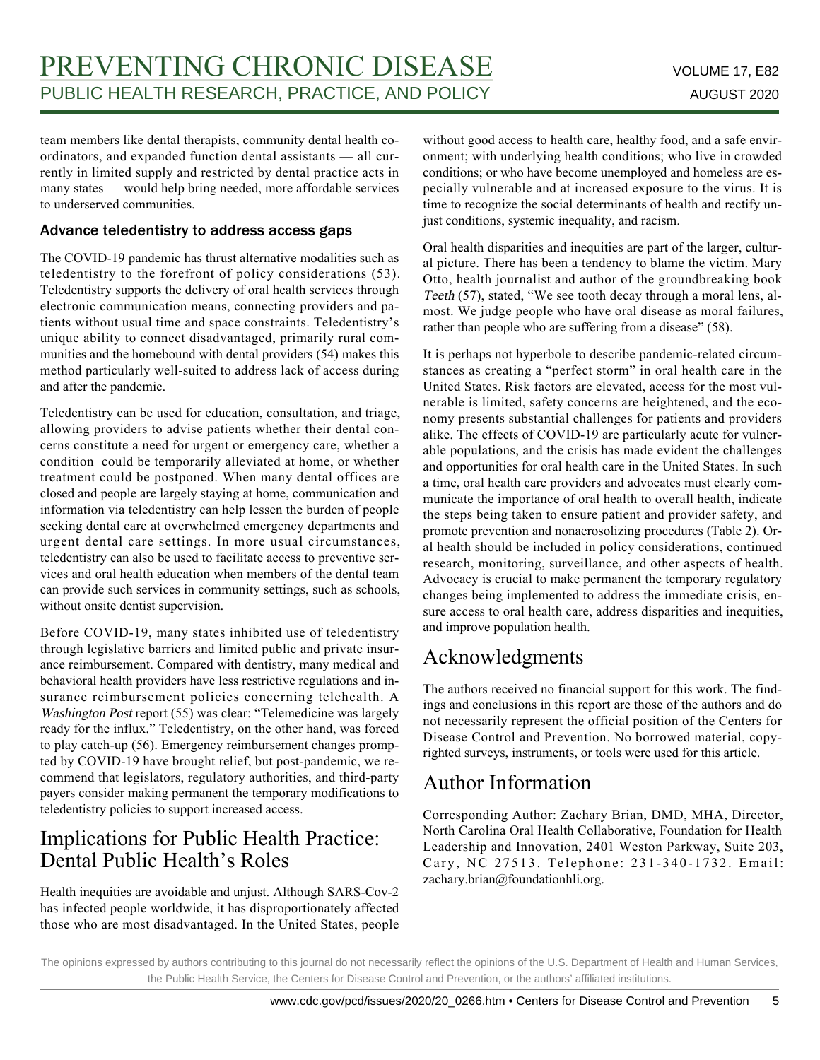team members like dental therapists, community dental health coordinators, and expanded function dental assistants — all currently in limited supply and restricted by dental practice acts in many states — would help bring needed, more affordable services to underserved communities.

### Advance teledentistry to address access gaps

The COVID-19 pandemic has thrust alternative modalities such as teledentistry to the forefront of policy considerations (53). Teledentistry supports the delivery of oral health services through electronic communication means, connecting providers and patients without usual time and space constraints. Teledentistry's unique ability to connect disadvantaged, primarily rural communities and the homebound with dental providers (54) makes this method particularly well-suited to address lack of access during and after the pandemic.

Teledentistry can be used for education, consultation, and triage, allowing providers to advise patients whether their dental concerns constitute a need for urgent or emergency care, whether a condition could be temporarily alleviated at home, or whether treatment could be postponed. When many dental offices are closed and people are largely staying at home, communication and information via teledentistry can help lessen the burden of people seeking dental care at overwhelmed emergency departments and urgent dental care settings. In more usual circumstances, teledentistry can also be used to facilitate access to preventive services and oral health education when members of the dental team can provide such services in community settings, such as schools, without onsite dentist supervision.

Before COVID-19, many states inhibited use of teledentistry through legislative barriers and limited public and private insurance reimbursement. Compared with dentistry, many medical and behavioral health providers have less restrictive regulations and insurance reimbursement policies concerning telehealth. A *Washington Post* report (55) was clear: "Telemedicine was largely ready for the influx." Teledentistry, on the other hand, was forced to play catch-up (56). Emergency reimbursement changes prompted by COVID-19 have brought relief, but post-pandemic, we recommend that legislators, regulatory authorities, and third-party payers consider making permanent the temporary modifications to teledentistry policies to support increased access.

## Implications for Public Health Practice: Dental Public Health's Roles

Health inequities are avoidable and unjust. Although SARS-Cov-2 has infected people worldwide, it has disproportionately affected those who are most disadvantaged. In the United States, people without good access to health care, healthy food, and a safe environment; with underlying health conditions; who live in crowded conditions; or who have become unemployed and homeless are especially vulnerable and at increased exposure to the virus. It is time to recognize the social determinants of health and rectify unjust conditions, systemic inequality, and racism.

Oral health disparities and inequities are part of the larger, cultural picture. There has been a tendency to blame the victim. Mary Otto, health journalist and author of the groundbreaking book *Teeth* (57), stated, "We see tooth decay through a moral lens, almost. We judge people who have oral disease as moral failures, rather than people who are suffering from a disease" (58).

It is perhaps not hyperbole to describe pandemic-related circumstances as creating a "perfect storm" in oral health care in the United States. Risk factors are elevated, access for the most vulnerable is limited, safety concerns are heightened, and the economy presents substantial challenges for patients and providers alike. The effects of COVID-19 are particularly acute for vulnerable populations, and the crisis has made evident the challenges and opportunities for oral health care in the United States. In such a time, oral health care providers and advocates must clearly communicate the importance of oral health to overall health, indicate the steps being taken to ensure patient and provider safety, and promote prevention and nonaerosolizing procedures (Table 2). Oral health should be included in policy considerations, continued research, monitoring, surveillance, and other aspects of health. Advocacy is crucial to make permanent the temporary regulatory changes being implemented to address the immediate crisis, ensure access to oral health care, address disparities and inequities, and improve population health.

## Acknowledgments

The authors received no financial support for this work. The findings and conclusions in this report are those of the authors and do not necessarily represent the official position of the Centers for Disease Control and Prevention. No borrowed material, copyrighted surveys, instruments, or tools were used for this article.

## Author Information

Corresponding Author: Zachary Brian, DMD, MHA, Director, North Carolina Oral Health Collaborative, Foundation for Health Leadership and Innovation, 2401 Weston Parkway, Suite 203, Cary, NC 27513. Telephone: 231-340-1732. Email: zachary.brian@foundationhli.org.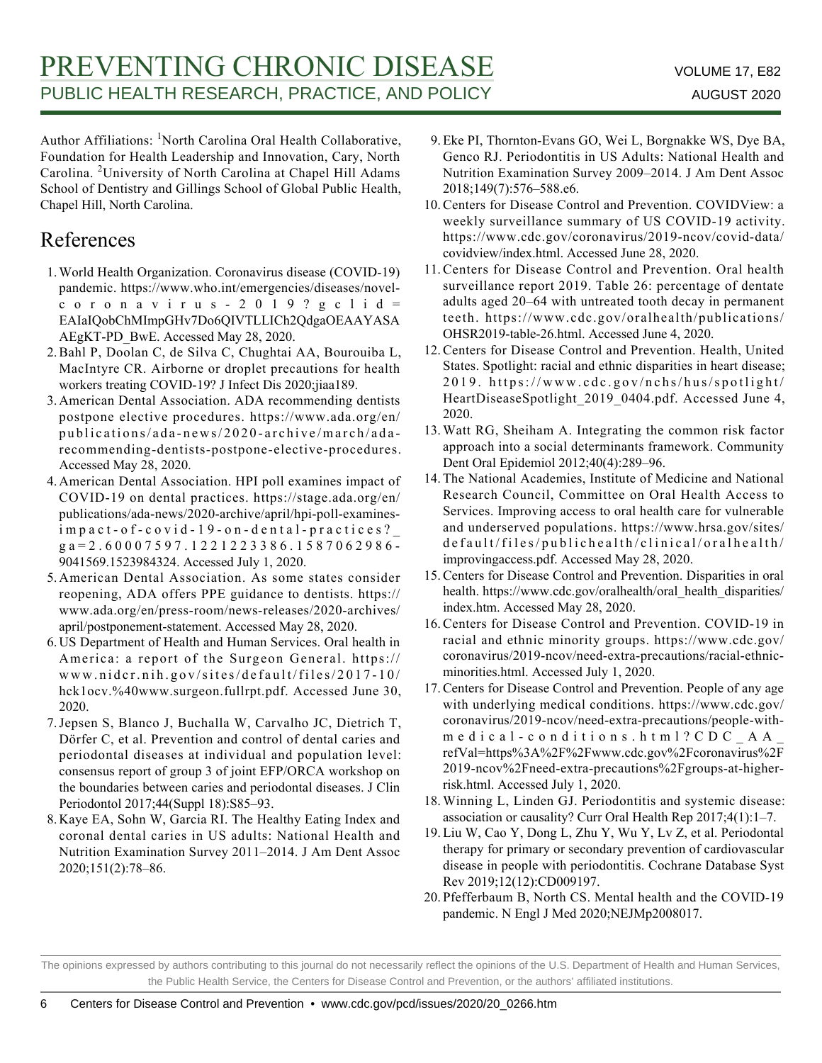Author Affiliations: [1]North Carolina Oral Health Collaborative, Foundation for Health Leadership and Innovation, Cary, North Carolina. [2]University of North Carolina at Chapel Hill Adams School of Dentistry and Gillings School of Global Public Health, Chapel Hill, North Carolina.

## References

1. World Health Organization. Coronavirus disease (COVID-19) pandemic. https://www.who.int/emergencies/diseases/novel-coronavirus-2019?gclid=EAIaIQobChMImpGHv7Do6QIVTLLICh2QdgaOEAAYASAAEgKT-PD_BwE. Accessed May 28, 2020.
2. Bahl P, Doolan C, de Silva C, Chughtai AA, Bourouiba L, MacIntyre CR. Airborne or droplet precautions for health workers treating COVID-19? J Infect Dis 2020;jiaa189.
3. American Dental Association. ADA recommending dentists postpone elective procedures. https://www.ada.org/en/publications/ada-news/2020-archive/march/ada-recommending-dentists-postpone-elective-procedures. Accessed May 28, 2020.
4. American Dental Association. HPI poll examines impact of COVID-19 on dental practices. https://stage.ada.org/en/publications/ada-news/2020-archive/april/hpi-poll-examines-impact-of-covid-19-on-dental-practices?_ga=2.60007597.1221223386.1587062986-9041569.1523984324. Accessed July 1, 2020.
5. American Dental Association. As some states consider reopening, ADA offers PPE guidance to dentists. https://www.ada.org/en/press-room/news-releases/2020-archives/april/postponement-statement. Accessed May 28, 2020.
6. US Department of Health and Human Services. Oral health in America: a report of the Surgeon General. https://www.nidcr.nih.gov/sites/default/files/2017-10/hck1ocv.%40www.surgeon.fullrpt.pdf. Accessed June 30, 2020.
7. Jepsen S, Blanco J, Buchalla W, Carvalho JC, Dietrich T, Dörfer C, et al. Prevention and control of dental caries and periodontal diseases at individual and population level: consensus report of group 3 of joint EFP/ORCA workshop on the boundaries between caries and periodontal diseases. J Clin Periodontol 2017;44(Suppl 18):S85–93.
8. Kaye EA, Sohn W, Garcia RI. The Healthy Eating Index and coronal dental caries in US adults: National Health and Nutrition Examination Survey 2011–2014. J Am Dent Assoc 2020;151(2):78–86.
9. Eke PI, Thornton-Evans GO, Wei L, Borgnakke WS, Dye BA, Genco RJ. Periodontitis in US Adults: National Health and Nutrition Examination Survey 2009–2014. J Am Dent Assoc 2018;149(7):576–588.e6.
10. Centers for Disease Control and Prevention. COVIDView: a weekly surveillance summary of US COVID-19 activity. https://www.cdc.gov/coronavirus/2019-ncov/covid-data/covidview/index.html. Accessed June 28, 2020.
11. Centers for Disease Control and Prevention. Oral health surveillance report 2019. Table 26: percentage of dentate adults aged 20–64 with untreated tooth decay in permanent teeth. https://www.cdc.gov/oralhealth/publications/OHSR2019-table-26.html. Accessed June 4, 2020.
12. Centers for Disease Control and Prevention. Health, United States. Spotlight: racial and ethnic disparities in heart disease; 2019. https://www.cdc.gov/nchs/hus/spotlight/HeartDiseaseSpotlight_2019_0404.pdf. Accessed June 4, 2020.
13. Watt RG, Sheiham A. Integrating the common risk factor approach into a social determinants framework. Community Dent Oral Epidemiol 2012;40(4):289–96.
14. The National Academies, Institute of Medicine and National Research Council, Committee on Oral Health Access to Services. Improving access to oral health care for vulnerable and underserved populations. https://www.hrsa.gov/sites/default/files/publichealth/clinical/oralhealth/improvingaccess.pdf. Accessed May 28, 2020.
15. Centers for Disease Control and Prevention. Disparities in oral health. https://www.cdc.gov/oralhealth/oral_health_disparities/index.htm. Accessed May 28, 2020.
16. Centers for Disease Control and Prevention. COVID-19 in racial and ethnic minority groups. https://www.cdc.gov/coronavirus/2019-ncov/need-extra-precautions/racial-ethnic-minorities.html. Accessed July 1, 2020.
17. Centers for Disease Control and Prevention. People of any age with underlying medical conditions. https://www.cdc.gov/coronavirus/2019-ncov/need-extra-precautions/people-with-medical-conditions.html?CDC_AA_refVal=https%3A%2F%2Fwww.cdc.gov%2Fcoronavirus%2F2019-ncov%2Fneed-extra-precautions%2Fgroups-at-higher-risk.html. Accessed July 1, 2020.
18. Winning L, Linden GJ. Periodontitis and systemic disease: association or causality? Curr Oral Health Rep 2017;4(1):1–7.
19. Liu W, Cao Y, Dong L, Zhu Y, Wu Y, Lv Z, et al. Periodontal therapy for primary or secondary prevention of cardiovascular disease in people with periodontitis. Cochrane Database Syst Rev 2019;12(12):CD009197.
20. Pfefferbaum B, North CS. Mental health and the COVID-19 pandemic. N Engl J Med 2020;NEJMp2008017.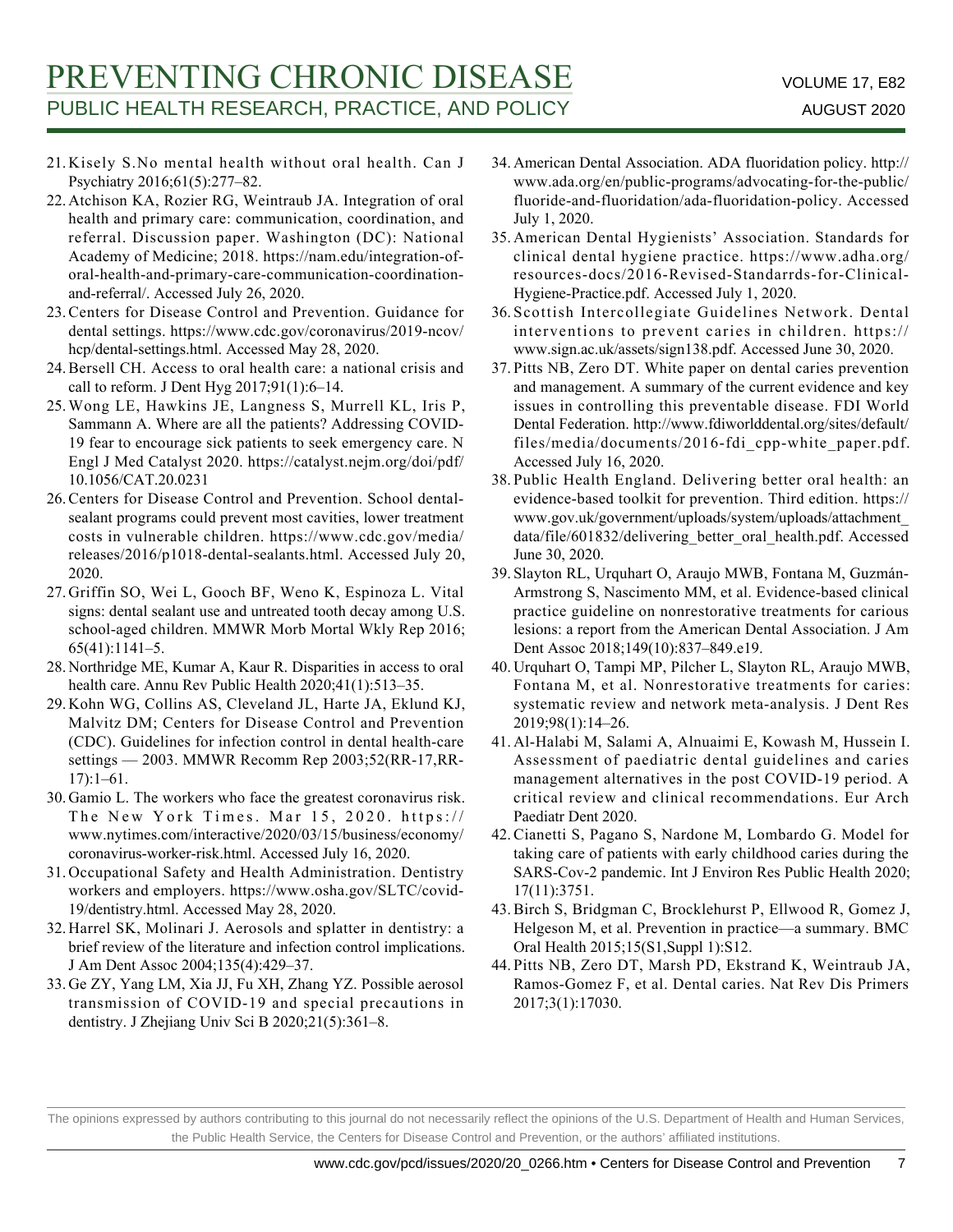21. Kisely S.No mental health without oral health. Can J Psychiatry 2016;61(5):277–82.
22. Atchison KA, Rozier RG, Weintraub JA. Integration of oral health and primary care: communication, coordination, and referral. Discussion paper. Washington (DC): National Academy of Medicine; 2018. https://nam.edu/integration-of-oral-health-and-primary-care-communication-coordination-and-referral/. Accessed July 26, 2020.
23. Centers for Disease Control and Prevention. Guidance for dental settings. https://www.cdc.gov/coronavirus/2019-ncov/hcp/dental-settings.html. Accessed May 28, 2020.
24. Bersell CH. Access to oral health care: a national crisis and call to reform. J Dent Hyg 2017;91(1):6–14.
25. Wong LE, Hawkins JE, Langness S, Murrell KL, Iris P, Sammann A. Where are all the patients? Addressing COVID-19 fear to encourage sick patients to seek emergency care. N Engl J Med Catalyst 2020. https://catalyst.nejm.org/doi/pdf/10.1056/CAT.20.0231
26. Centers for Disease Control and Prevention. School dental-sealant programs could prevent most cavities, lower treatment costs in vulnerable children. https://www.cdc.gov/media/releases/2016/p1018-dental-sealants.html. Accessed July 20, 2020.
27. Griffin SO, Wei L, Gooch BF, Weno K, Espinoza L. Vital signs: dental sealant use and untreated tooth decay among U.S. school-aged children. MMWR Morb Mortal Wkly Rep 2016; 65(41):1141–5.
28. Northridge ME, Kumar A, Kaur R. Disparities in access to oral health care. Annu Rev Public Health 2020;41(1):513–35.
29. Kohn WG, Collins AS, Cleveland JL, Harte JA, Eklund KJ, Malvitz DM; Centers for Disease Control and Prevention (CDC). Guidelines for infection control in dental health-care settings — 2003. MMWR Recomm Rep 2003;52(RR-17,RR-17):1–61.
30. Gamio L. The workers who face the greatest coronavirus risk. The New York Times. Mar 15, 2020. https://www.nytimes.com/interactive/2020/03/15/business/economy/coronavirus-worker-risk.html. Accessed July 16, 2020.
31. Occupational Safety and Health Administration. Dentistry workers and employers. https://www.osha.gov/SLTC/covid-19/dentistry.html. Accessed May 28, 2020.
32. Harrel SK, Molinari J. Aerosols and splatter in dentistry: a brief review of the literature and infection control implications. J Am Dent Assoc 2004;135(4):429–37.
33. Ge ZY, Yang LM, Xia JJ, Fu XH, Zhang YZ. Possible aerosol transmission of COVID-19 and special precautions in dentistry. J Zhejiang Univ Sci B 2020;21(5):361–8.
34. American Dental Association. ADA fluoridation policy. http://www.ada.org/en/public-programs/advocating-for-the-public/fluoride-and-fluoridation/ada-fluoridation-policy. Accessed July 1, 2020.
35. American Dental Hygienists' Association. Standards for clinical dental hygiene practice. https://www.adha.org/resources-docs/2016-Revised-Standarrds-for-Clinical-Hygiene-Practice.pdf. Accessed July 1, 2020.
36. Scottish Intercollegiate Guidelines Network. Dental interventions to prevent caries in children. https://www.sign.ac.uk/assets/sign138.pdf. Accessed June 30, 2020.
37. Pitts NB, Zero DT. White paper on dental caries prevention and management. A summary of the current evidence and key issues in controlling this preventable disease. FDI World Dental Federation. http://www.fdiworlddental.org/sites/default/files/media/documents/2016-fdi_cpp-white_paper.pdf. Accessed July 16, 2020.
38. Public Health England. Delivering better oral health: an evidence-based toolkit for prevention. Third edition. https://www.gov.uk/government/uploads/system/uploads/attachment_data/file/601832/delivering_better_oral_health.pdf. Accessed June 30, 2020.
39. Slayton RL, Urquhart O, Araujo MWB, Fontana M, Guzmán-Armstrong S, Nascimento MM, et al. Evidence-based clinical practice guideline on nonrestorative treatments for carious lesions: a report from the American Dental Association. J Am Dent Assoc 2018;149(10):837–849.e19.
40. Urquhart O, Tampi MP, Pilcher L, Slayton RL, Araujo MWB, Fontana M, et al. Nonrestorative treatments for caries: systematic review and network meta-analysis. J Dent Res 2019;98(1):14–26.
41. Al-Halabi M, Salami A, Alnuaimi E, Kowash M, Hussein I. Assessment of paediatric dental guidelines and caries management alternatives in the post COVID-19 period. A critical review and clinical recommendations. Eur Arch Paediatr Dent 2020.
42. Cianetti S, Pagano S, Nardone M, Lombardo G. Model for taking care of patients with early childhood caries during the SARS-Cov-2 pandemic. Int J Environ Res Public Health 2020; 17(11):3751.
43. Birch S, Bridgman C, Brocklehurst P, Ellwood R, Gomez J, Helgeson M, et al. Prevention in practice—a summary. BMC Oral Health 2015;15(S1,Suppl 1):S12.
44. Pitts NB, Zero DT, Marsh PD, Ekstrand K, Weintraub JA, Ramos-Gomez F, et al. Dental caries. Nat Rev Dis Primers 2017;3(1):17030.

The opinions expressed by authors contributing to this journal do not necessarily reflect the opinions of the U.S. Department of Health and Human Services, the Public Health Service, the Centers for Disease Control and Prevention, or the authors' affiliated institutions.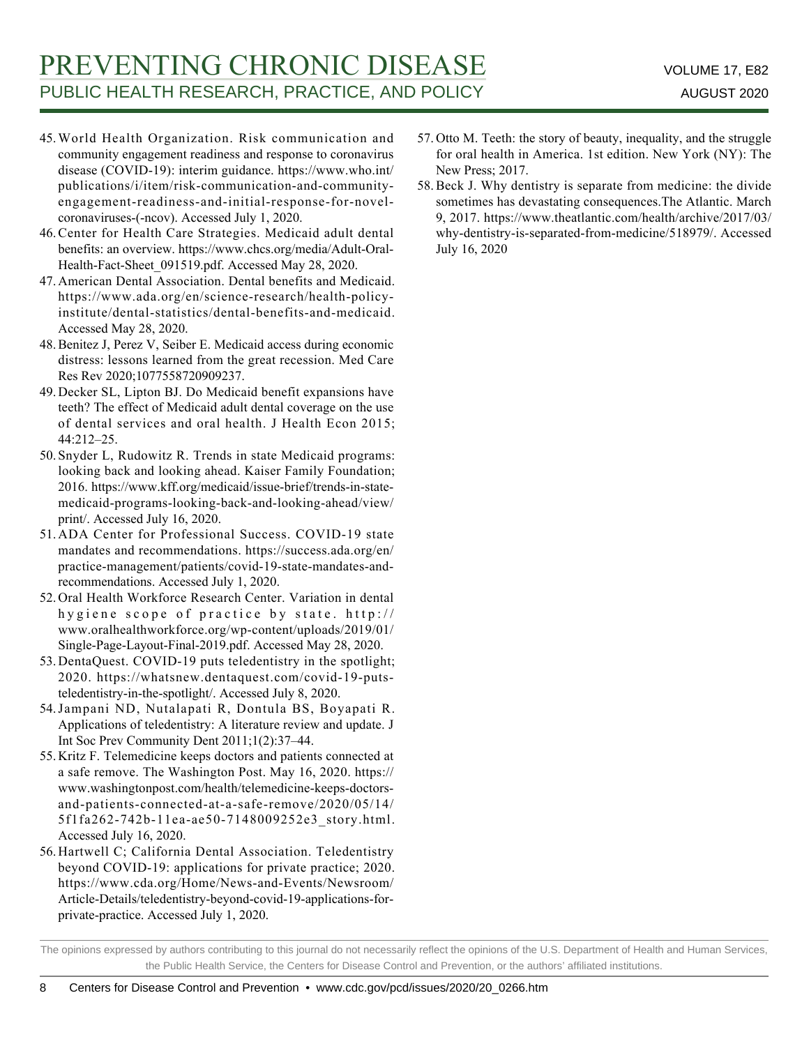45. World Health Organization. Risk communication and community engagement readiness and response to coronavirus disease (COVID-19): interim guidance. https://www.who.int/publications/i/item/risk-communication-and-community-engagement-readiness-and-initial-response-for-novel-coronaviruses-(-ncov). Accessed July 1, 2020.
46. Center for Health Care Strategies. Medicaid adult dental benefits: an overview. https://www.chcs.org/media/Adult-Oral-Health-Fact-Sheet_091519.pdf. Accessed May 28, 2020.
47. American Dental Association. Dental benefits and Medicaid. https://www.ada.org/en/science-research/health-policy-institute/dental-statistics/dental-benefits-and-medicaid. Accessed May 28, 2020.
48. Benitez J, Perez V, Seiber E. Medicaid access during economic distress: lessons learned from the great recession. Med Care Res Rev 2020;1077558720909237.
49. Decker SL, Lipton BJ. Do Medicaid benefit expansions have teeth? The effect of Medicaid adult dental coverage on the use of dental services and oral health. J Health Econ 2015;44:212–25.
50. Snyder L, Rudowitz R. Trends in state Medicaid programs: looking back and looking ahead. Kaiser Family Foundation; 2016. https://www.kff.org/medicaid/issue-brief/trends-in-state-medicaid-programs-looking-back-and-looking-ahead/view/print/. Accessed July 16, 2020.
51. ADA Center for Professional Success. COVID-19 state mandates and recommendations. https://success.ada.org/en/practice-management/patients/covid-19-state-mandates-and-recommendations. Accessed July 1, 2020.
52. Oral Health Workforce Research Center. Variation in dental hygiene scope of practice by state. http://www.oralhealthworkforce.org/wp-content/uploads/2019/01/Single-Page-Layout-Final-2019.pdf. Accessed May 28, 2020.
53. DentaQuest. COVID-19 puts teledentistry in the spotlight; 2020. https://whatsnew.dentaquest.com/covid-19-puts-teledentistry-in-the-spotlight/. Accessed July 8, 2020.
54. Jampani ND, Nutalapati R, Dontula BS, Boyapati R. Applications of teledentistry: A literature review and update. J Int Soc Prev Community Dent 2011;1(2):37–44.
55. Kritz F. Telemedicine keeps doctors and patients connected at a safe remove. The Washington Post. May 16, 2020. https://www.washingtonpost.com/health/telemedicine-keeps-doctors-and-patients-connected-at-a-safe-remove/2020/05/14/5f1fa262-742b-11ea-ae50-7148009252e3_story.html. Accessed July 16, 2020.
56. Hartwell C; California Dental Association. Teledentistry beyond COVID-19: applications for private practice; 2020. https://www.cda.org/Home/News-and-Events/Newsroom/Article-Details/teledentistry-beyond-covid-19-applications-for-private-practice. Accessed July 1, 2020.
57. Otto M. Teeth: the story of beauty, inequality, and the struggle for oral health in America. 1st edition. New York (NY): The New Press; 2017.
58. Beck J. Why dentistry is separate from medicine: the divide sometimes has devastating consequences.The Atlantic. March 9, 2017. https://www.theatlantic.com/health/archive/2017/03/why-dentistry-is-separated-from-medicine/518979/. Accessed July 16, 2020

The opinions expressed by authors contributing to this journal do not necessarily reflect the opinions of the U.S. Department of Health and Human Services, the Public Health Service, the Centers for Disease Control and Prevention, or the authors' affiliated institutions.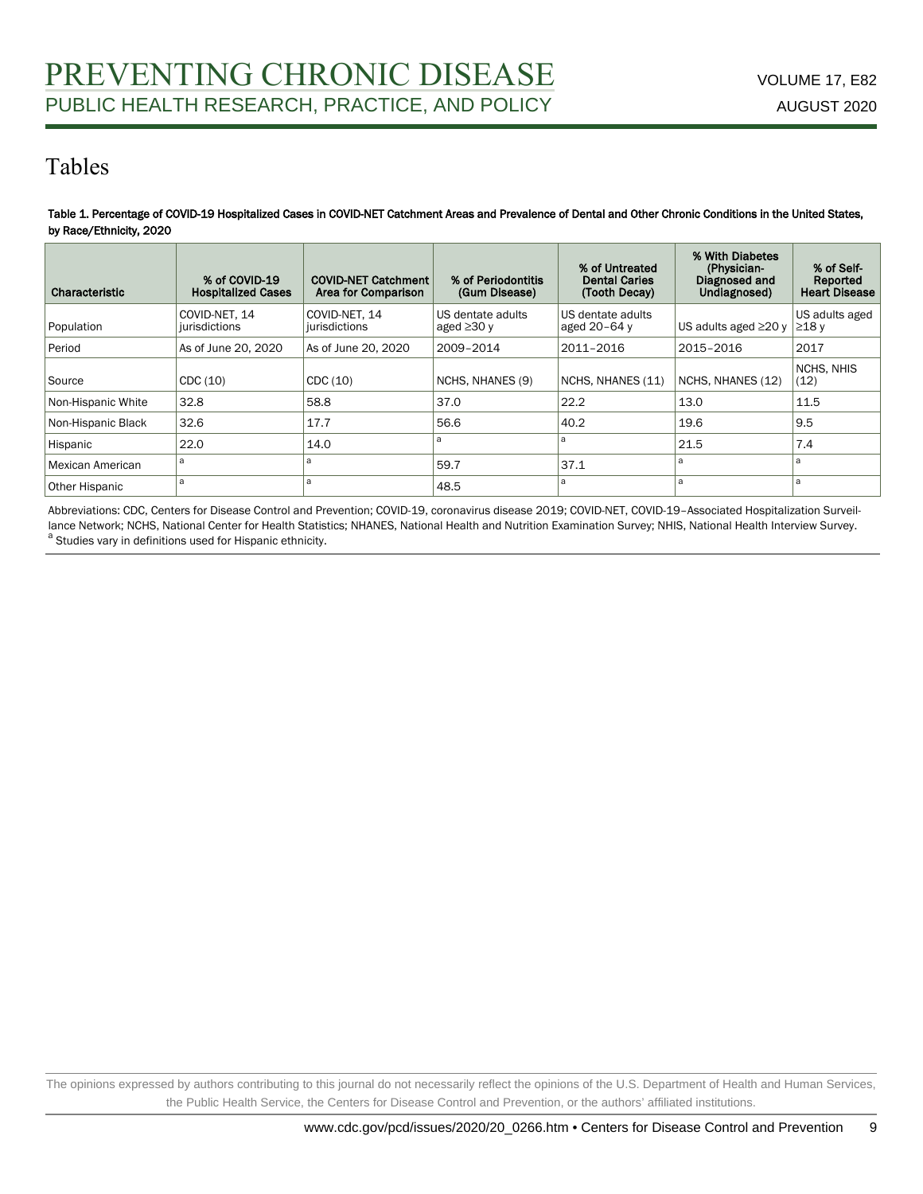# Tables

**Table 1. Percentage of COVID-19 Hospitalized Cases in COVID-NET Catchment Areas and Prevalence of Dental and Other Chronic Conditions in the United States, by Race/Ethnicity, 2020**

| Characteristic | % of COVID-19 Hospitalized Cases | COVID-NET Catchment Area for Comparison | % of Periodontitis (Gum Disease) | % of Untreated Dental Caries (Tooth Decay) | % With Diabetes (Physician-Diagnosed and Undiagnosed) | % of Self-Reported Heart Disease |
|---|---|---|---|---|---|---|
| Population | COVID-NET, 14 jurisdictions | COVID-NET, 14 jurisdictions | US dentate adults aged ≥30 y | US dentate adults aged 20–64 y | US adults aged ≥20 y | US adults aged ≥18 y |
| Period | As of June 20, 2020 | As of June 20, 2020 | 2009–2014 | 2011–2016 | 2015–2016 | 2017 |
| Source | CDC (10) | CDC (10) | NCHS, NHANES (9) | NCHS, NHANES (11) | NCHS, NHANES (12) | NCHS, NHIS (12) |
| Non-Hispanic White | 32.8 | 58.8 | 37.0 | 22.2 | 13.0 | 11.5 |
| Non-Hispanic Black | 32.6 | 17.7 | 56.6 | 40.2 | 19.6 | 9.5 |
| Hispanic | 22.0 | 14.0 | [a] | [a] | 21.5 | 7.4 |
| Mexican American | [a] | [a] | 59.7 | 37.1 | [a] | [a] |
| Other Hispanic | [a] | [a] | 48.5 | [a] | [a] | [a] |

Abbreviations: CDC, Centers for Disease Control and Prevention; COVID-19, coronavirus disease 2019; COVID-NET, COVID-19–Associated Hospitalization Surveillance Network; NCHS, National Center for Health Statistics; NHANES, National Health and Nutrition Examination Survey; NHIS, National Health Interview Survey.

[a] Studies vary in definitions used for Hispanic ethnicity.

The opinions expressed by authors contributing to this journal do not necessarily reflect the opinions of the U.S. Department of Health and Human Services, the Public Health Service, the Centers for Disease Control and Prevention, or the authors' affiliated institutions.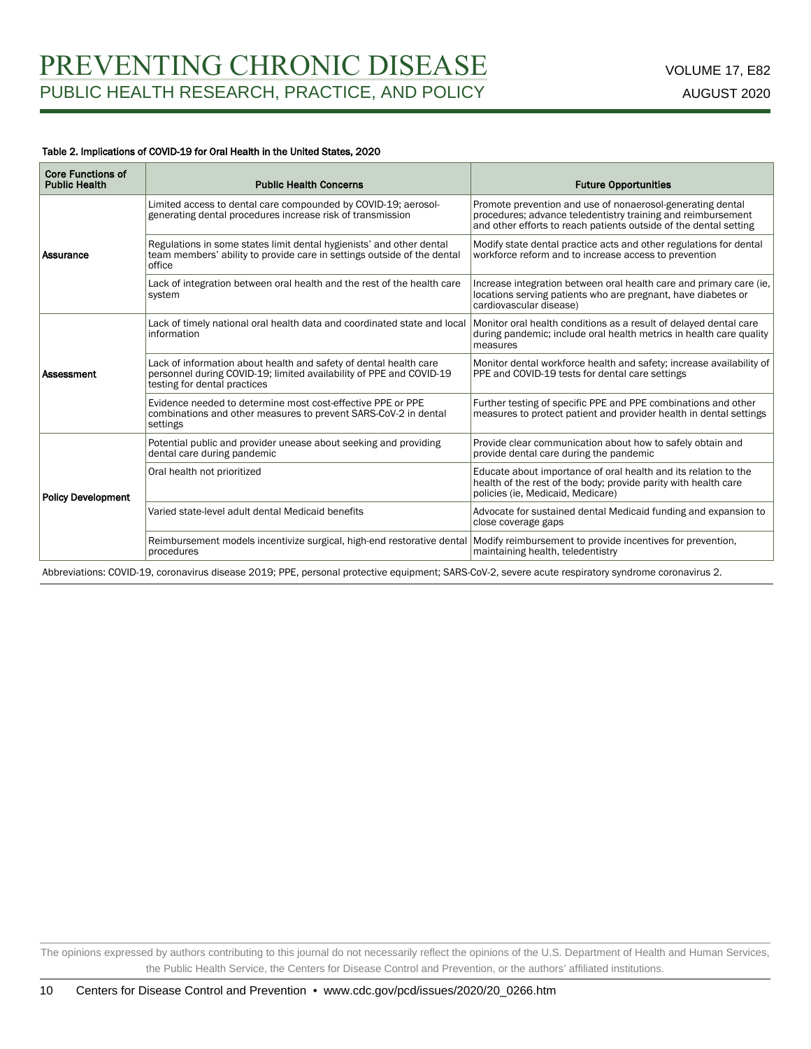**Table 2. Implications of COVID-19 for Oral Health in the United States, 2020**

| Core Functions of Public Health | Public Health Concerns | Future Opportunities |
|---|---|---|
| Assurance | Limited access to dental care compounded by COVID-19; aerosol-generating dental procedures increase risk of transmission | Promote prevention and use of nonaerosol-generating dental procedures; advance teledentistry training and reimbursement and other efforts to reach patients outside of the dental setting |
| | Regulations in some states limit dental hygienists' and other dental team members' ability to provide care in settings outside of the dental office | Modify state dental practice acts and other regulations for dental workforce reform and to increase access to prevention |
| | Lack of integration between oral health and the rest of the health care system | Increase integration between oral health care and primary care (ie, locations serving patients who are pregnant, have diabetes or cardiovascular disease) |
| Assessment | Lack of timely national oral health data and coordinated state and local information | Monitor oral health conditions as a result of delayed dental care during pandemic; include oral health metrics in health care quality measures |
| | Lack of information about health and safety of dental health care personnel during COVID-19; limited availability of PPE and COVID-19 testing for dental practices | Monitor dental workforce health and safety; increase availability of PPE and COVID-19 tests for dental care settings |
| | Evidence needed to determine most cost-effective PPE or PPE combinations and other measures to prevent SARS-CoV-2 in dental settings | Further testing of specific PPE and PPE combinations and other measures to protect patient and provider health in dental settings |
| Policy Development | Potential public and provider unease about seeking and providing dental care during pandemic | Provide clear communication about how to safely obtain and provide dental care during the pandemic |
| | Oral health not prioritized | Educate about importance of oral health and its relation to the health of the rest of the body; provide parity with health care policies (ie, Medicaid, Medicare) |
| | Varied state-level adult dental Medicaid benefits | Advocate for sustained dental Medicaid funding and expansion to close coverage gaps |
| | Reimbursement models incentivize surgical, high-end restorative dental procedures | Modify reimbursement to provide incentives for prevention, maintaining health, teledentistry |

Abbreviations: COVID-19, coronavirus disease 2019; PPE, personal protective equipment; SARS-CoV-2, severe acute respiratory syndrome coronavirus 2.

The opinions expressed by authors contributing to this journal do not necessarily reflect the opinions of the U.S. Department of Health and Human Services, the Public Health Service, the Centers for Disease Control and Prevention, or the authors' affiliated institutions.